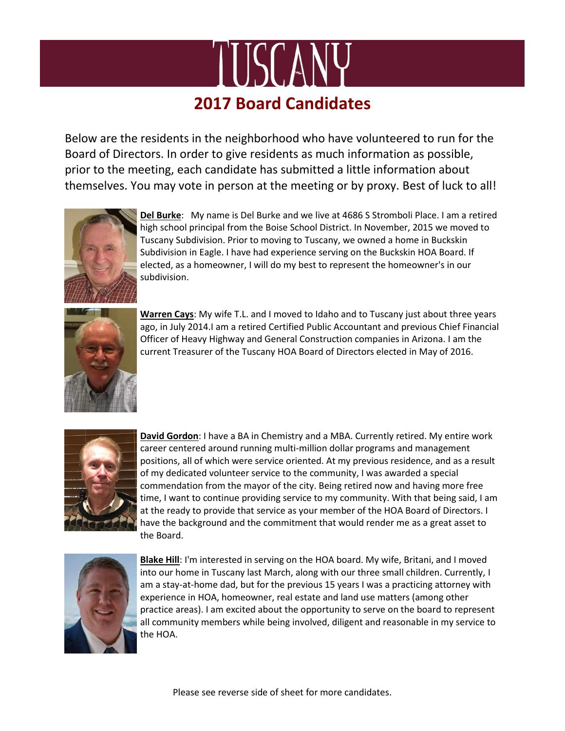# TUSCANY

## 2017 Board Candidates

Below are the residents in the neighborhood who have volunteered to run for the Board of Directors. In order to give residents as much information as possible, prior to the meeting, each candidate has submitted a little information about themselves. You may vote in person at the meeting or by proxy. Best of luck to all!

**Del Burke**: My name is Del Burke and we live at 4686 S Stromboli Place. I am a retired high school principal from the Boise School District. In November, 2015 we moved to Tuscany Subdivision. Prior to moving to Tuscany, we owned a home in Buckskin Subdivision in Eagle. I have had experience serving on the Buckskin HOA Board. If elected, as a homeowner, I will do my best to represent the homeowner's in our subdivision.

**Warren Cays**: My wife T.L. and I moved to Idaho and to Tuscany just about three years ago, in July 2014.I am a retired Certified Public Accountant and previous Chief Financial Officer of Heavy Highway and General Construction companies in Arizona. I am the current Treasurer of the Tuscany HOA Board of Directors elected in May of 2016.

**David Gordon**: I have a BA in Chemistry and a MBA. Currently retired. My entire work career centered around running multi-million dollar programs and management positions, all of which were service oriented. At my previous residence, and as a result of my dedicated volunteer service to the community, I was awarded a special commendation from the mayor of the city. Being retired now and having more free time, I want to continue providing service to my community. With that being said, I am at the ready to provide that service as your member of the HOA Board of Directors. I have the background and the commitment that would render me as a great asset to the Board.

**Blake Hill**: I'm interested in serving on the HOA board. My wife, Britani, and I moved into our home in Tuscany last March, along with our three small children. Currently, I am a stay-at-home dad, but for the previous 15 years I was a practicing attorney with experience in HOA, homeowner, real estate and land use matters (among other practice areas). I am excited about the opportunity to serve on the board to represent all community members while being involved, diligent and reasonable in my service to the HOA.

Please see reverse side of sheet for more candidates.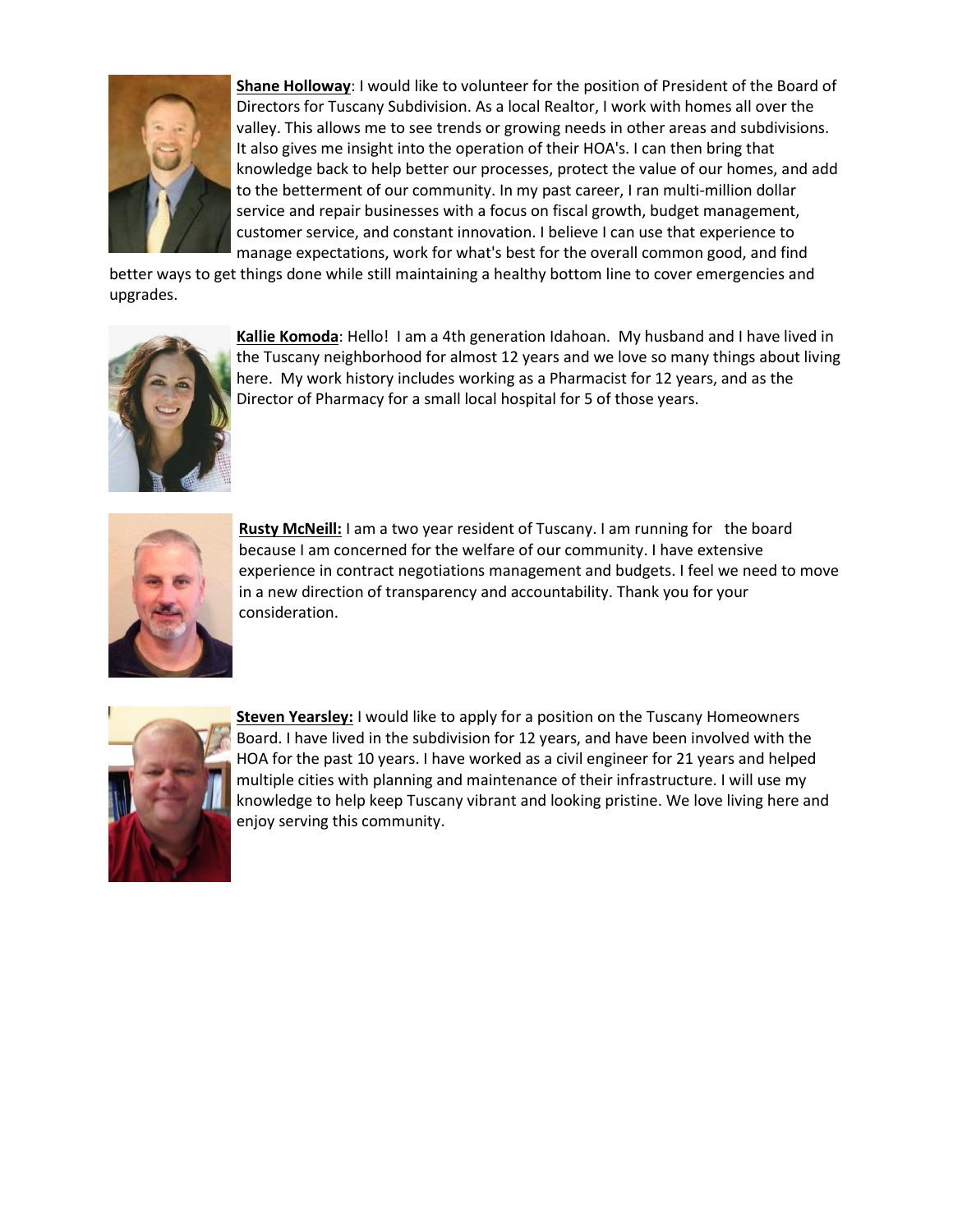**Shane Holloway**: I would like to volunteer for the position of President of the Board of Directors for Tuscany Subdivision. As a local Realtor, I work with homes all over the valley. This allows me to see trends or growing needs in other areas and subdivisions. It also gives me insight into the operation of their HOA's. I can then bring that knowledge back to help better our processes, protect the value of our homes, and add to the betterment of our community. In my past career, I ran multi-million dollar service and repair businesses with a focus on fiscal growth, budget management, customer service, and constant innovation. I believe I can use that experience to manage expectations, work for what's best for the overall common good, and find better ways to get things done while still maintaining a healthy bottom line to cover emergencies and upgrades.

**Kallie Komoda**: Hello! I am a 4th generation Idahoan. My husband and I have lived in the Tuscany neighborhood for almost 12 years and we love so many things about living here. My work history includes working as a Pharmacist for 12 years, and as the Director of Pharmacy for a small local hospital for 5 of those years.

**Rusty McNeill:** I am a two year resident of Tuscany. I am running for the board because I am concerned for the welfare of our community. I have extensive experience in contract negotiations management and budgets. I feel we need to move in a new direction of transparency and accountability. Thank you for your consideration.

**Steven Yearsley:** I would like to apply for a position on the Tuscany Homeowners Board. I have lived in the subdivision for 12 years, and have been involved with the HOA for the past 10 years. I have worked as a civil engineer for 21 years and helped multiple cities with planning and maintenance of their infrastructure. I will use my knowledge to help keep Tuscany vibrant and looking pristine. We love living here and enjoy serving this community.